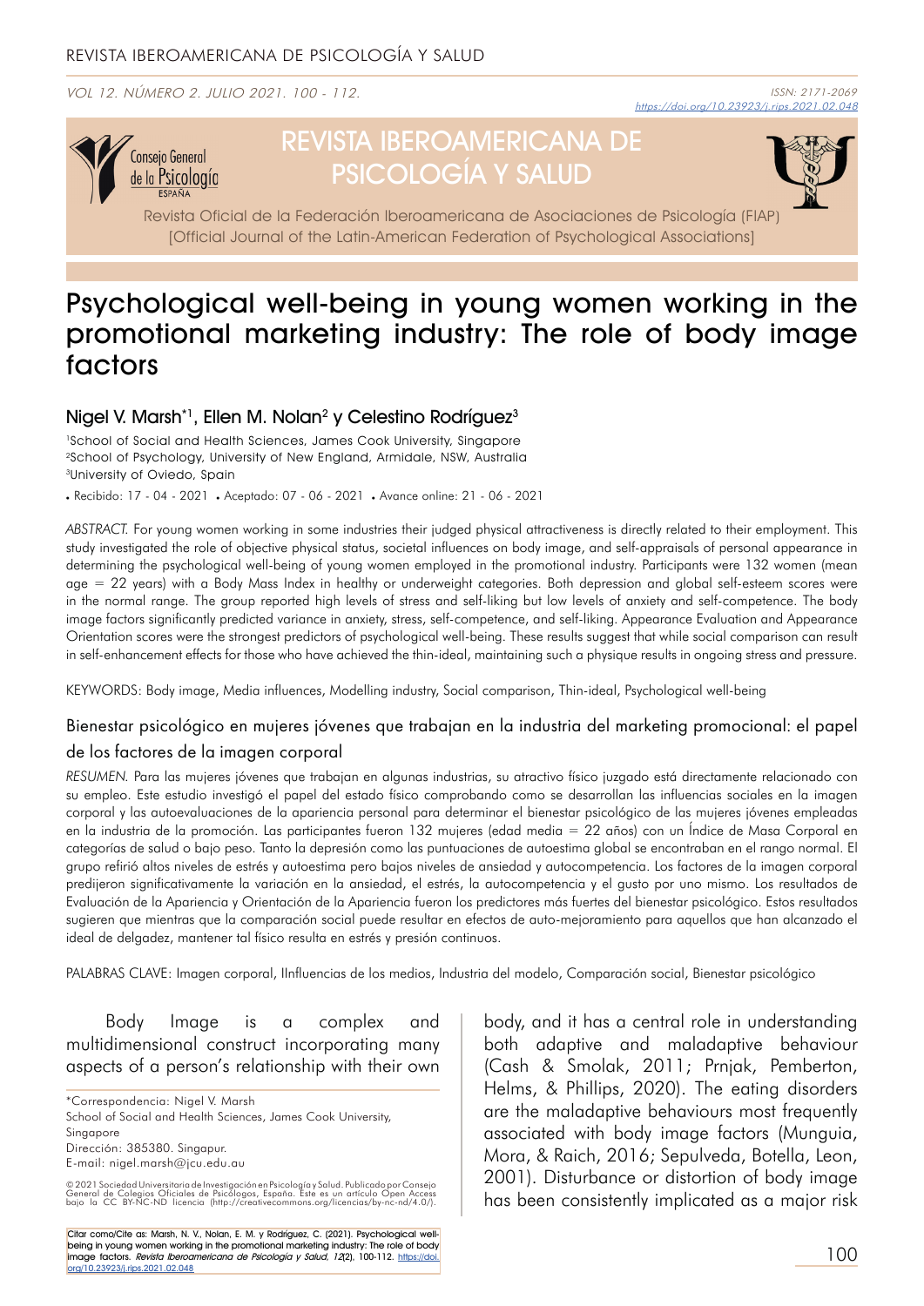# Psychological well-being in young women working in the promotional marketing industry: The role of body image factors

**Nigel V. Marsh*[1], Ellen M. Nolan[2] y Celestino Rodríguez[3]**

[1]School of Social and Health Sciences, James Cook University, Singapore
[2]School of Psychology, University of New England, Armidale, NSW, Australia
[3]University of Oviedo, Spain

• Recibido: 17 - 04 - 2021 • Aceptado: 07 - 06 - 2021 • Avance online: 21 - 06 - 2021

*ABSTRACT.* For young women working in some industries their judged physical attractiveness is directly related to their employment. This study investigated the role of objective physical status, societal influences on body image, and self-appraisals of personal appearance in determining the psychological well-being of young women employed in the promotional industry. Participants were 132 women (mean age = 22 years) with a Body Mass Index in healthy or underweight categories. Both depression and global self-esteem scores were in the normal range. The group reported high levels of stress and self-liking but low levels of anxiety and self-competence. The body image factors significantly predicted variance in anxiety, stress, self-competence, and self-liking. Appearance Evaluation and Appearance Orientation scores were the strongest predictors of psychological well-being. These results suggest that while social comparison can result in self-enhancement effects for those who have achieved the thin-ideal, maintaining such a physique results in ongoing stress and pressure.

KEYWORDS: Body image, Media influences, Modelling industry, Social comparison, Thin-ideal, Psychological well-being

## Bienestar psicológico en mujeres jóvenes que trabajan en la industria del marketing promocional: el papel de los factores de la imagen corporal

*RESUMEN.* Para las mujeres jóvenes que trabajan en algunas industrias, su atractivo físico juzgado está directamente relacionado con su empleo. Este estudio investigó el papel del estado físico comprobando como se desarrollan las influencias sociales en la imagen corporal y las autoevaluaciones de la apariencia personal para determinar el bienestar psicológico de las mujeres jóvenes empleadas en la industria de la promoción. Las participantes fueron 132 mujeres (edad media = 22 años) con un Índice de Masa Corporal en categorías de salud o bajo peso. Tanto la depresión como las puntuaciones de autoestima global se encontraban en el rango normal. El grupo refirió altos niveles de estrés y autoestima pero bajos niveles de ansiedad y autocompetencia. Los factores de la imagen corporal predijeron significativamente la variación en la ansiedad, el estrés, la autocompetencia y el gusto por uno mismo. Los resultados de Evaluación de la Apariencia y Orientación de la Apariencia fueron los predictores más fuertes del bienestar psicológico. Estos resultados sugieren que mientras que la comparación social puede resultar en efectos de auto-mejoramiento para aquellos que han alcanzado el ideal de delgadez, mantener tal físico resulta en estrés y presión continuos.

PALABRAS CLAVE: Imagen corporal, IInfluencias de los medios, Industria del modelo, Comparación social, Bienestar psicológico

Body Image is a complex and multidimensional construct incorporating many aspects of a person's relationship with their own body, and it has a central role in understanding both adaptive and maladaptive behaviour (Cash & Smolak, 2011; Prnjak, Pemberton, Helms, & Phillips, 2020). The eating disorders are the maladaptive behaviours most frequently associated with body image factors (Munguia, Mora, & Raich, 2016; Sepulveda, Botella, Leon, 2001). Disturbance or distortion of body image has been consistently implicated as a major risk

*Correspondencia: Nigel V. Marsh
School of Social and Health Sciences, James Cook University, Singapore
Dirección: 385380. Singapur.
E-mail: nigel.marsh@jcu.edu.au

© 2021 Sociedad Universitaria de Investigación en Psicología y Salud. Publicado por Consejo General de Colegios Oficiales de Psicólogos, España. Este es un artículo Open Access bajo la CC BY-NC-ND licencia (http://creativecommons.org/licencias/by-nc-nd/4.0/).

Citar como/Cite as: Marsh, N. V., Nolan, E. M. y Rodríguez, C. (2021). Psychological well-being in young women working in the promotional marketing industry: The role of body image factors. *Revista Iberoamericana de Psicología y Salud, 12*(2), 100-112. https://doi.org/10.23923/j.rips.2021.02.048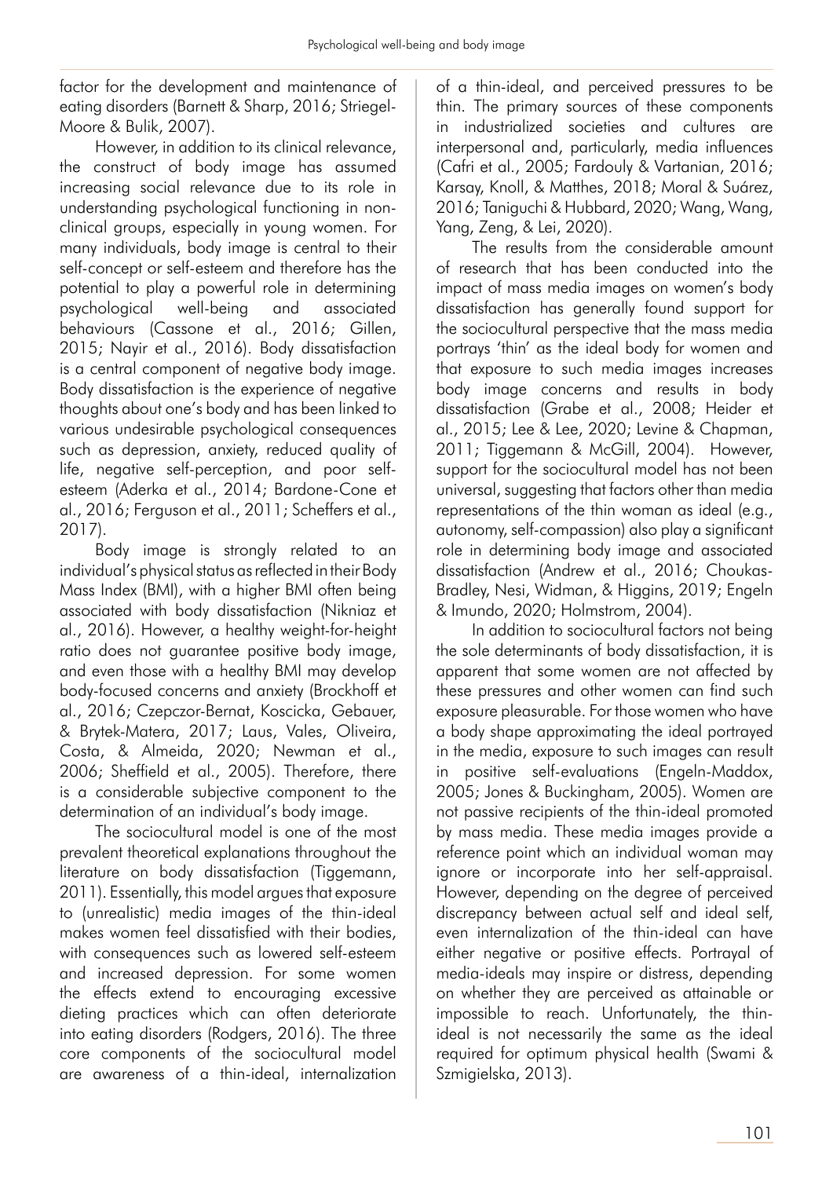factor for the development and maintenance of eating disorders (Barnett & Sharp, 2016; Striegel-Moore & Bulik, 2007).

However, in addition to its clinical relevance, the construct of body image has assumed increasing social relevance due to its role in understanding psychological functioning in non-clinical groups, especially in young women. For many individuals, body image is central to their self-concept or self-esteem and therefore has the potential to play a powerful role in determining psychological well-being and associated behaviours (Cassone et al., 2016; Gillen, 2015; Nayir et al., 2016). Body dissatisfaction is a central component of negative body image. Body dissatisfaction is the experience of negative thoughts about one's body and has been linked to various undesirable psychological consequences such as depression, anxiety, reduced quality of life, negative self-perception, and poor self-esteem (Aderka et al., 2014; Bardone-Cone et al., 2016; Ferguson et al., 2011; Scheffers et al., 2017).

Body image is strongly related to an individual's physical status as reflected in their Body Mass Index (BMI), with a higher BMI often being associated with body dissatisfaction (Nikniaz et al., 2016). However, a healthy weight-for-height ratio does not guarantee positive body image, and even those with a healthy BMI may develop body-focused concerns and anxiety (Brockhoff et al., 2016; Czepczor-Bernat, Koscicka, Gebauer, & Brytek-Matera, 2017; Laus, Vales, Oliveira, Costa, & Almeida, 2020; Newman et al., 2006; Sheffield et al., 2005). Therefore, there is a considerable subjective component to the determination of an individual's body image.

The sociocultural model is one of the most prevalent theoretical explanations throughout the literature on body dissatisfaction (Tiggemann, 2011). Essentially, this model argues that exposure to (unrealistic) media images of the thin-ideal makes women feel dissatisfied with their bodies, with consequences such as lowered self-esteem and increased depression. For some women the effects extend to encouraging excessive dieting practices which can often deteriorate into eating disorders (Rodgers, 2016). The three core components of the sociocultural model are awareness of a thin-ideal, internalization of a thin-ideal, and perceived pressures to be thin. The primary sources of these components in industrialized societies and cultures are interpersonal and, particularly, media influences (Cafri et al., 2005; Fardouly & Vartanian, 2016; Karsay, Knoll, & Matthes, 2018; Moral & Suárez, 2016; Taniguchi & Hubbard, 2020; Wang, Wang, Yang, Zeng, & Lei, 2020).

The results from the considerable amount of research that has been conducted into the impact of mass media images on women's body dissatisfaction has generally found support for the sociocultural perspective that the mass media portrays 'thin' as the ideal body for women and that exposure to such media images increases body image concerns and results in body dissatisfaction (Grabe et al., 2008; Heider et al., 2015; Lee & Lee, 2020; Levine & Chapman, 2011; Tiggemann & McGill, 2004). However, support for the sociocultural model has not been universal, suggesting that factors other than media representations of the thin woman as ideal (e.g., autonomy, self-compassion) also play a significant role in determining body image and associated dissatisfaction (Andrew et al., 2016; Choukas-Bradley, Nesi, Widman, & Higgins, 2019; Engeln & Imundo, 2020; Holmstrom, 2004).

In addition to sociocultural factors not being the sole determinants of body dissatisfaction, it is apparent that some women are not affected by these pressures and other women can find such exposure pleasurable. For those women who have a body shape approximating the ideal portrayed in the media, exposure to such images can result in positive self-evaluations (Engeln-Maddox, 2005; Jones & Buckingham, 2005). Women are not passive recipients of the thin-ideal promoted by mass media. These media images provide a reference point which an individual woman may ignore or incorporate into her self-appraisal. However, depending on the degree of perceived discrepancy between actual self and ideal self, even internalization of the thin-ideal can have either negative or positive effects. Portrayal of media-ideals may inspire or distress, depending on whether they are perceived as attainable or impossible to reach. Unfortunately, the thin-ideal is not necessarily the same as the ideal required for optimum physical health (Swami & Szmigielska, 2013).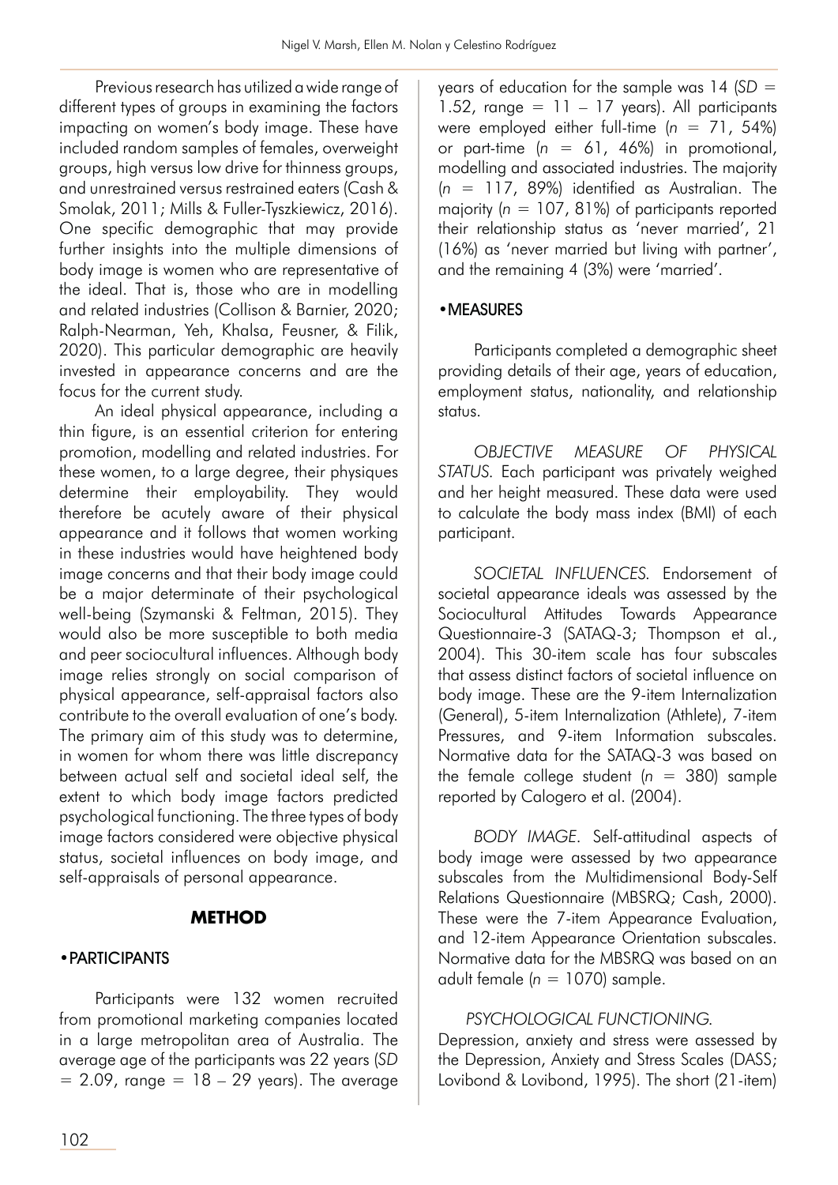Previous research has utilized a wide range of different types of groups in examining the factors impacting on women's body image. These have included random samples of females, overweight groups, high versus low drive for thinness groups, and unrestrained versus restrained eaters (Cash & Smolak, 2011; Mills & Fuller-Tyszkiewicz, 2016). One specific demographic that may provide further insights into the multiple dimensions of body image is women who are representative of the ideal. That is, those who are in modelling and related industries (Collison & Barnier, 2020; Ralph-Nearman, Yeh, Khalsa, Feusner, & Filik, 2020). This particular demographic are heavily invested in appearance concerns and are the focus for the current study.

An ideal physical appearance, including a thin figure, is an essential criterion for entering promotion, modelling and related industries. For these women, to a large degree, their physiques determine their employability. They would therefore be acutely aware of their physical appearance and it follows that women working in these industries would have heightened body image concerns and that their body image could be a major determinate of their psychological well-being (Szymanski & Feltman, 2015). They would also be more susceptible to both media and peer sociocultural influences. Although body image relies strongly on social comparison of physical appearance, self-appraisal factors also contribute to the overall evaluation of one's body. The primary aim of this study was to determine, in women for whom there was little discrepancy between actual self and societal ideal self, the extent to which body image factors predicted psychological functioning. The three types of body image factors considered were objective physical status, societal influences on body image, and self-appraisals of personal appearance.

## METHOD

### PARTICIPANTS

Participants were 132 women recruited from promotional marketing companies located in a large metropolitan area of Australia. The average age of the participants was 22 years (*SD* = 2.09, range = 18 – 29 years). The average years of education for the sample was 14 (*SD* = 1.52, range = 11 – 17 years). All participants were employed either full-time (*n* = 71, 54%) or part-time (*n* = 61, 46%) in promotional, modelling and associated industries. The majority (*n* = 117, 89%) identified as Australian. The majority (*n* = 107, 81%) of participants reported their relationship status as 'never married', 21 (16%) as 'never married but living with partner', and the remaining 4 (3%) were 'married'.

### MEASURES

Participants completed a demographic sheet providing details of their age, years of education, employment status, nationality, and relationship status.

*OBJECTIVE MEASURE OF PHYSICAL STATUS.* Each participant was privately weighed and her height measured. These data were used to calculate the body mass index (BMI) of each participant.

*SOCIETAL INFLUENCES.* Endorsement of societal appearance ideals was assessed by the Sociocultural Attitudes Towards Appearance Questionnaire-3 (SATAQ-3; Thompson et al., 2004). This 30-item scale has four subscales that assess distinct factors of societal influence on body image. These are the 9-item Internalization (General), 5-item Internalization (Athlete), 7-item Pressures, and 9-item Information subscales. Normative data for the SATAQ-3 was based on the female college student (*n* = 380) sample reported by Calogero et al. (2004).

*BODY IMAGE.* Self-attitudinal aspects of body image were assessed by two appearance subscales from the Multidimensional Body-Self Relations Questionnaire (MBSRQ; Cash, 2000). These were the 7-item Appearance Evaluation, and 12-item Appearance Orientation subscales. Normative data for the MBSRQ was based on an adult female (*n* = 1070) sample.

*PSYCHOLOGICAL FUNCTIONING.* Depression, anxiety and stress were assessed by the Depression, Anxiety and Stress Scales (DASS; Lovibond & Lovibond, 1995). The short (21-item)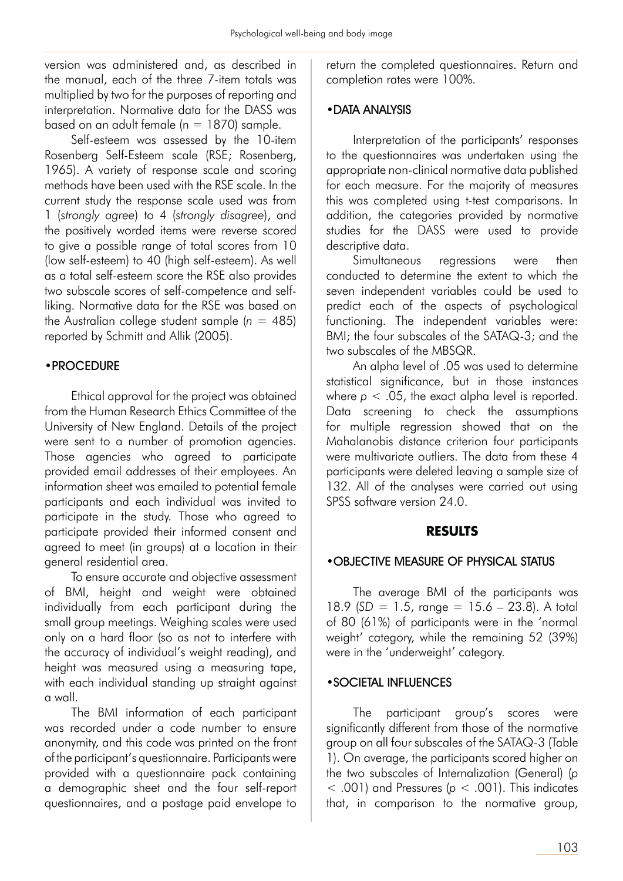version was administered and, as described in the manual, each of the three 7-item totals was multiplied by two for the purposes of reporting and interpretation. Normative data for the DASS was based on an adult female ($n = 1870$) sample.

Self-esteem was assessed by the 10-item Rosenberg Self-Esteem scale (RSE; Rosenberg, 1965). A variety of response scale and scoring methods have been used with the RSE scale. In the current study the response scale used was from 1 (*strongly agree*) to 4 (*strongly disagree*), and the positively worded items were reverse scored to give a possible range of total scores from 10 (low self-esteem) to 40 (high self-esteem). As well as a total self-esteem score the RSE also provides two subscale scores of self-competence and self-liking. Normative data for the RSE was based on the Australian college student sample ($n = 485$) reported by Schmitt and Allik (2005).

## •PROCEDURE

Ethical approval for the project was obtained from the Human Research Ethics Committee of the University of New England. Details of the project were sent to a number of promotion agencies. Those agencies who agreed to participate provided email addresses of their employees. An information sheet was emailed to potential female participants and each individual was invited to participate in the study. Those who agreed to participate provided their informed consent and agreed to meet (in groups) at a location in their general residential area.

To ensure accurate and objective assessment of BMI, height and weight were obtained individually from each participant during the small group meetings. Weighing scales were used only on a hard floor (so as not to interfere with the accuracy of individual's weight reading), and height was measured using a measuring tape, with each individual standing up straight against a wall.

The BMI information of each participant was recorded under a code number to ensure anonymity, and this code was printed on the front of the participant's questionnaire. Participants were provided with a questionnaire pack containing a demographic sheet and the four self-report questionnaires, and a postage paid envelope to return the completed questionnaires. Return and completion rates were 100%.

## •DATA ANALYSIS

Interpretation of the participants' responses to the questionnaires was undertaken using the appropriate non-clinical normative data published for each measure. For the majority of measures this was completed using t-test comparisons. In addition, the categories provided by normative studies for the DASS were used to provide descriptive data.

Simultaneous regressions were then conducted to determine the extent to which the seven independent variables could be used to predict each of the aspects of psychological functioning. The independent variables were: BMI; the four subscales of the SATAQ-3; and the two subscales of the MBSQR.

An alpha level of .05 was used to determine statistical significance, but in those instances where $p < .05$, the exact alpha level is reported. Data screening to check the assumptions for multiple regression showed that on the Mahalanobis distance criterion four participants were multivariate outliers. The data from these 4 participants were deleted leaving a sample size of 132. All of the analyses were carried out using SPSS software version 24.0.

# RESULTS

## •OBJECTIVE MEASURE OF PHYSICAL STATUS

The average BMI of the participants was 18.9 ($SD = 1.5$, range = 15.6 – 23.8). A total of 80 (61%) of participants were in the 'normal weight' category, while the remaining 52 (39%) were in the 'underweight' category.

## •SOCIETAL INFLUENCES

The participant group's scores were significantly different from those of the normative group on all four subscales of the SATAQ-3 (Table 1). On average, the participants scored higher on the two subscales of Internalization (General) ($p < .001$) and Pressures ($p < .001$). This indicates that, in comparison to the normative group,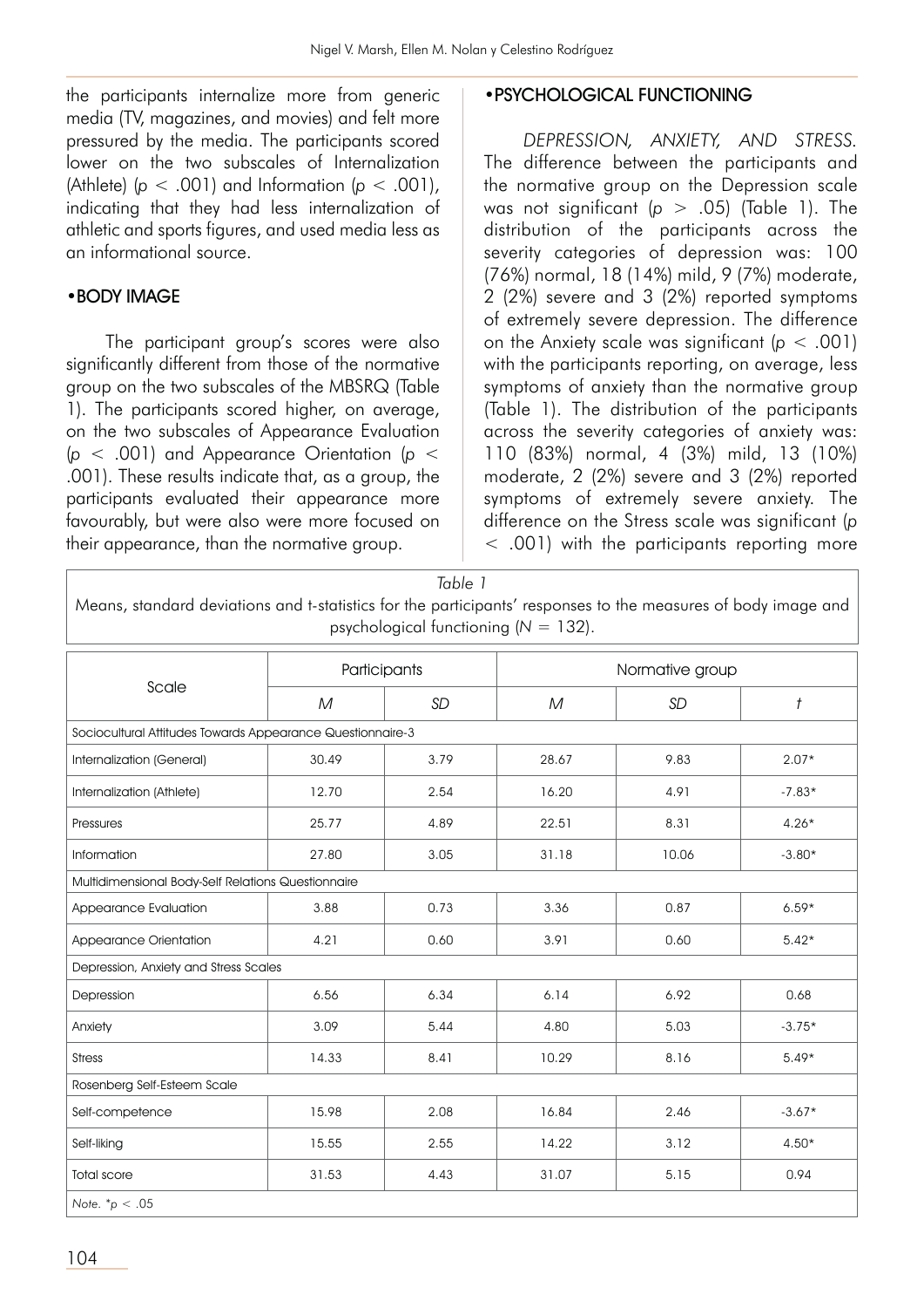the participants internalize more from generic media (TV, magazines, and movies) and felt more pressured by the media. The participants scored lower on the two subscales of Internalization (Athlete) ($p < .001$) and Information ($p < .001$), indicating that they had less internalization of athletic and sports figures, and used media less as an informational source.

## •BODY IMAGE

The participant group's scores were also significantly different from those of the normative group on the two subscales of the MBSRQ (Table 1). The participants scored higher, on average, on the two subscales of Appearance Evaluation ($p < .001$) and Appearance Orientation ($p < .001$). These results indicate that, as a group, the participants evaluated their appearance more favourably, but were also were more focused on their appearance, than the normative group.

## •PSYCHOLOGICAL FUNCTIONING

*DEPRESSION, ANXIETY, AND STRESS.* The difference between the participants and the normative group on the Depression scale was not significant ($p > .05$) (Table 1). The distribution of the participants across the severity categories of depression was: 100 (76%) normal, 18 (14%) mild, 9 (7%) moderate, 2 (2%) severe and 3 (2%) reported symptoms of extremely severe depression. The difference on the Anxiety scale was significant ($p < .001$) with the participants reporting, on average, less symptoms of anxiety than the normative group (Table 1). The distribution of the participants across the severity categories of anxiety was: 110 (83%) normal, 4 (3%) mild, 13 (10%) moderate, 2 (2%) severe and 3 (2%) reported symptoms of extremely severe anxiety. The difference on the Stress scale was significant ($p < .001$) with the participants reporting more

*Table 1*

Means, standard deviations and t-statistics for the participants' responses to the measures of body image and psychological functioning ($N = 132$).

| Scale | Participants | | Normative group | | |
|---|---|---|---|---|---|
| | *M* | *SD* | *M* | *SD* | *t* |
| Sociocultural Attitudes Towards Appearance Questionnaire-3 | | | | | |
| Internalization (General) | 30.49 | 3.79 | 28.67 | 9.83 | 2.07* |
| Internalization (Athlete) | 12.70 | 2.54 | 16.20 | 4.91 | -7.83* |
| Pressures | 25.77 | 4.89 | 22.51 | 8.31 | 4.26* |
| Information | 27.80 | 3.05 | 31.18 | 10.06 | -3.80* |
| Multidimensional Body-Self Relations Questionnaire | | | | | |
| Appearance Evaluation | 3.88 | 0.73 | 3.36 | 0.87 | 6.59* |
| Appearance Orientation | 4.21 | 0.60 | 3.91 | 0.60 | 5.42* |
| Depression, Anxiety and Stress Scales | | | | | |
| Depression | 6.56 | 6.34 | 6.14 | 6.92 | 0.68 |
| Anxiety | 3.09 | 5.44 | 4.80 | 5.03 | -3.75* |
| Stress | 14.33 | 8.41 | 10.29 | 8.16 | 5.49* |
| Rosenberg Self-Esteem Scale | | | | | |
| Self-competence | 15.98 | 2.08 | 16.84 | 2.46 | -3.67* |
| Self-liking | 15.55 | 2.55 | 14.22 | 3.12 | 4.50* |
| Total score | 31.53 | 4.43 | 31.07 | 5.15 | 0.94 |

*Note*. *$p < .05$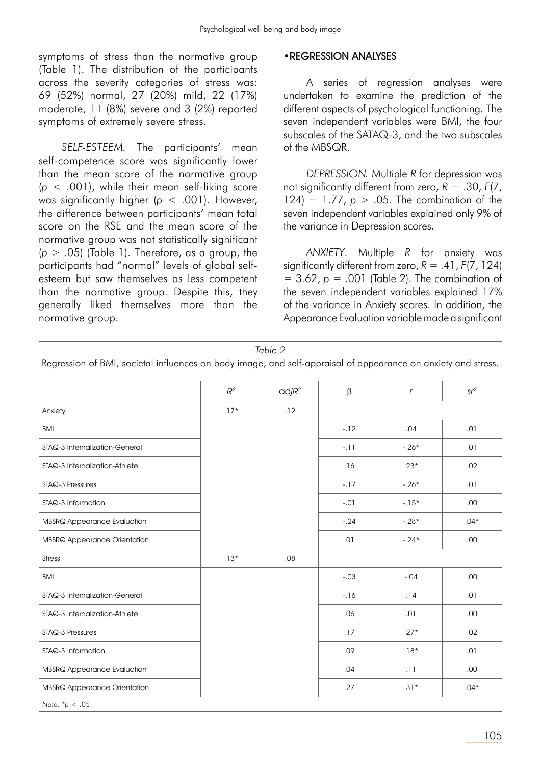symptoms of stress than the normative group (Table 1). The distribution of the participants across the severity categories of stress was: 69 (52%) normal, 27 (20%) mild, 22 (17%) moderate, 11 (8%) severe and 3 (2%) reported symptoms of extremely severe stress.

*SELF-ESTEEM*. The participants' mean self-competence score was significantly lower than the mean score of the normative group ($p < .001$), while their mean self-liking score was significantly higher ($p < .001$). However, the difference between participants' mean total score on the RSE and the mean score of the normative group was not statistically significant ($p > .05$) (Table 1). Therefore, as a group, the participants had "normal" levels of global self-esteem but saw themselves as less competent than the normative group. Despite this, they generally liked themselves more than the normative group.

## •REGRESSION ANALYSES

A series of regression analyses were undertaken to examine the prediction of the different aspects of psychological functioning. The seven independent variables were BMI, the four subscales of the SATAQ-3, and the two subscales of the MBSQR.

*DEPRESSION*. Multiple $R$ for depression was not significantly different from zero, $R = .30$, $F(7, 124) = 1.77$, $p > .05$. The combination of the seven independent variables explained only 9% of the variance in Depression scores.

*ANXIETY*. Multiple $R$ for anxiety was significantly different from zero, $R = .41$, $F(7, 124) = 3.62$, $p = .001$ (Table 2). The combination of the seven independent variables explained 17% of the variance in Anxiety scores. In addition, the Appearance Evaluation variable made a significant

*Table 2*

Regression of BMI, societal influences on body image, and self-appraisal of appearance on anxiety and stress.

| | $R^2$ | $adjR^2$ | β | $r$ | $sr^2$ |
|---|---|---|---|---|---|
| Anxiety | .17* | .12 | | | |
| BMI | | | -.12 | .04 | .01 |
| STAQ-3 Internalization-General | | | -.11 | -.26* | .01 |
| STAQ-3 Internalization-Athlete | | | .16 | .23* | .02 |
| STAQ-3 Pressures | | | -.17 | -.26* | .01 |
| STAQ-3 Information | | | -.01 | -.15* | .00 |
| MBSRQ Appearance Evaluation | | | -.24 | -.28* | .04* |
| MBSRQ Appearance Orientation | | | .01 | -.24* | .00 |
| Stress | .13* | .08 | | | |
| BMI | | | -.03 | -.04 | .00 |
| STAQ-3 Internalization-General | | | -.16 | .14 | .01 |
| STAQ-3 Internalization-Athlete | | | .06 | .01 | .00 |
| STAQ-3 Pressures | | | .17 | .27* | .02 |
| STAQ-3 Information | | | .09 | .18* | .01 |
| MBSRQ Appearance Evaluation | | | .04 | .11 | .00 |
| MBSRQ Appearance Orientation | | | .27 | .31* | .04* |

*Note*. $^*p < .05$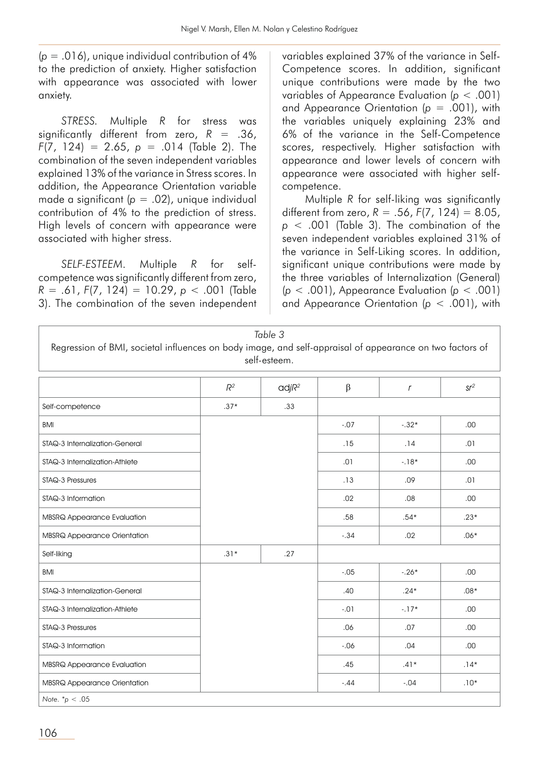($p = .016$), unique individual contribution of 4% to the prediction of anxiety. Higher satisfaction with appearance was associated with lower anxiety.

*STRESS*. Multiple $R$ for stress was significantly different from zero, $R = .36$, $F(7, 124) = 2.65$, $p = .014$ (Table 2). The combination of the seven independent variables explained 13% of the variance in Stress scores. In addition, the Appearance Orientation variable made a significant ($p = .02$), unique individual contribution of 4% to the prediction of stress. High levels of concern with appearance were associated with higher stress.

*SELF-ESTEEM*. Multiple $R$ for self-competence was significantly different from zero, $R = .61$, $F(7, 124) = 10.29$, $p < .001$ (Table 3). The combination of the seven independent variables explained 37% of the variance in Self-Competence scores. In addition, significant unique contributions were made by the two variables of Appearance Evaluation ($p < .001$) and Appearance Orientation ($p = .001$), with the variables uniquely explaining 23% and 6% of the variance in the Self-Competence scores, respectively. Higher satisfaction with appearance and lower levels of concern with appearance were associated with higher self-competence.

Multiple $R$ for self-liking was significantly different from zero, $R = .56$, $F(7, 124) = 8.05$, $p < .001$ (Table 3). The combination of the seven independent variables explained 31% of the variance in Self-Liking scores. In addition, significant unique contributions were made by the three variables of Internalization (General) ($p < .001$), Appearance Evaluation ($p < .001$) and Appearance Orientation ($p < .001$), with

*Table 3*

Regression of BMI, societal influences on body image, and self-appraisal of appearance on two factors of self-esteem.

| | $R^2$ | adj$R^2$ | β | $r$ | $sr^2$ |
|---|---|---|---|---|---|
| Self-competence | .37* | .33 | | | |
| BMI | | | -.07 | -.32* | .00 |
| STAQ-3 Internalization-General | | | .15 | .14 | .01 |
| STAQ-3 Internalization-Athlete | | | .01 | -.18* | .00 |
| STAQ-3 Pressures | | | .13 | .09 | .01 |
| STAQ-3 Information | | | .02 | .08 | .00 |
| MBSRQ Appearance Evaluation | | | .58 | .54* | .23* |
| MBSRQ Appearance Orientation | | | -.34 | .02 | .06* |
| Self-liking | .31* | .27 | | | |
| BMI | | | -.05 | -.26* | .00 |
| STAQ-3 Internalization-General | | | .40 | .24* | .08* |
| STAQ-3 Internalization-Athlete | | | -.01 | -.17* | .00 |
| STAQ-3 Pressures | | | .06 | .07 | .00 |
| STAQ-3 Information | | | -.06 | .04 | .00 |
| MBSRQ Appearance Evaluation | | | .45 | .41* | .14* |
| MBSRQ Appearance Orientation | | | -.44 | -.04 | .10* |

*Note*. *$p < .05$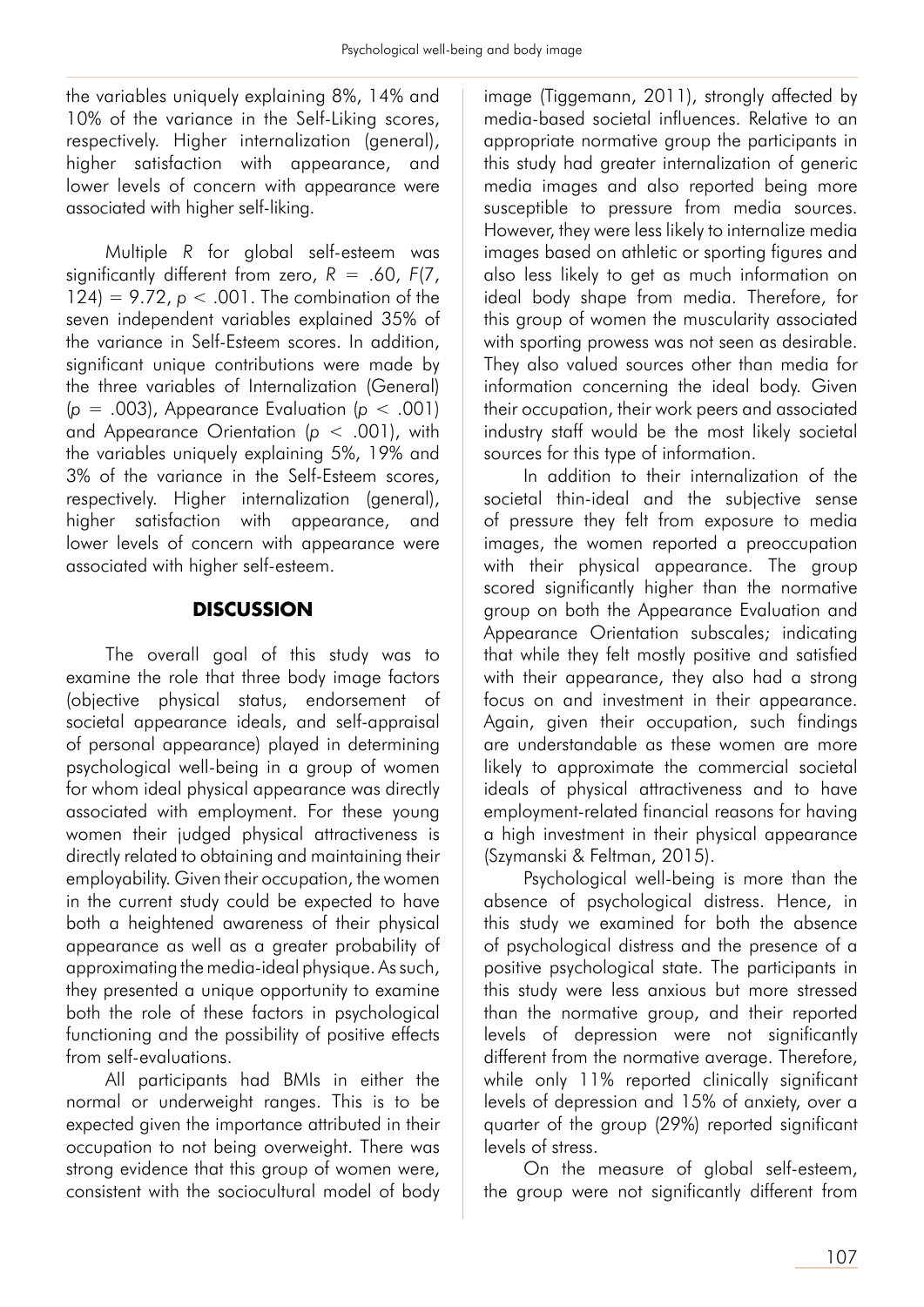the variables uniquely explaining 8%, 14% and 10% of the variance in the Self-Liking scores, respectively. Higher internalization (general), higher satisfaction with appearance, and lower levels of concern with appearance were associated with higher self-liking.

Multiple $R$ for global self-esteem was significantly different from zero, $R = .60$, $F(7, 124) = 9.72$, $p < .001$. The combination of the seven independent variables explained 35% of the variance in Self-Esteem scores. In addition, significant unique contributions were made by the three variables of Internalization (General) ($p = .003$), Appearance Evaluation ($p < .001$) and Appearance Orientation ($p < .001$), with the variables uniquely explaining 5%, 19% and 3% of the variance in the Self-Esteem scores, respectively. Higher internalization (general), higher satisfaction with appearance, and lower levels of concern with appearance were associated with higher self-esteem.

## DISCUSSION

The overall goal of this study was to examine the role that three body image factors (objective physical status, endorsement of societal appearance ideals, and self-appraisal of personal appearance) played in determining psychological well-being in a group of women for whom ideal physical appearance was directly associated with employment. For these young women their judged physical attractiveness is directly related to obtaining and maintaining their employability. Given their occupation, the women in the current study could be expected to have both a heightened awareness of their physical appearance as well as a greater probability of approximating the media-ideal physique. As such, they presented a unique opportunity to examine both the role of these factors in psychological functioning and the possibility of positive effects from self-evaluations.

All participants had BMIs in either the normal or underweight ranges. This is to be expected given the importance attributed in their occupation to not being overweight. There was strong evidence that this group of women were, consistent with the sociocultural model of body image (Tiggemann, 2011), strongly affected by media-based societal influences. Relative to an appropriate normative group the participants in this study had greater internalization of generic media images and also reported being more susceptible to pressure from media sources. However, they were less likely to internalize media images based on athletic or sporting figures and also less likely to get as much information on ideal body shape from media. Therefore, for this group of women the muscularity associated with sporting prowess was not seen as desirable. They also valued sources other than media for information concerning the ideal body. Given their occupation, their work peers and associated industry staff would be the most likely societal sources for this type of information.

In addition to their internalization of the societal thin-ideal and the subjective sense of pressure they felt from exposure to media images, the women reported a preoccupation with their physical appearance. The group scored significantly higher than the normative group on both the Appearance Evaluation and Appearance Orientation subscales; indicating that while they felt mostly positive and satisfied with their appearance, they also had a strong focus on and investment in their appearance. Again, given their occupation, such findings are understandable as these women are more likely to approximate the commercial societal ideals of physical attractiveness and to have employment-related financial reasons for having a high investment in their physical appearance (Szymanski & Feltman, 2015).

Psychological well-being is more than the absence of psychological distress. Hence, in this study we examined for both the absence of psychological distress and the presence of a positive psychological state. The participants in this study were less anxious but more stressed than the normative group, and their reported levels of depression were not significantly different from the normative average. Therefore, while only 11% reported clinically significant levels of depression and 15% of anxiety, over a quarter of the group (29%) reported significant levels of stress.

On the measure of global self-esteem, the group were not significantly different from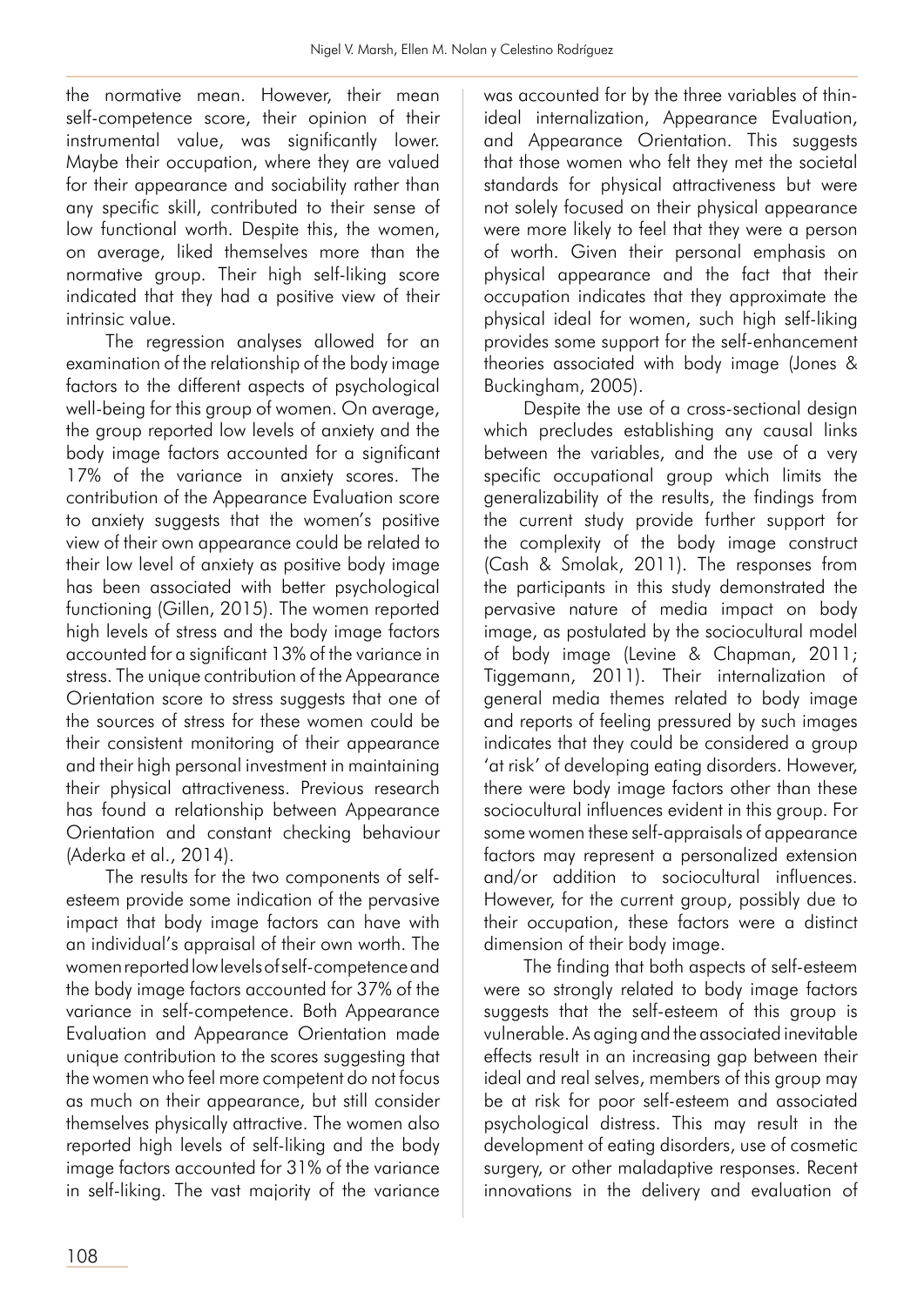the normative mean. However, their mean self-competence score, their opinion of their instrumental value, was significantly lower. Maybe their occupation, where they are valued for their appearance and sociability rather than any specific skill, contributed to their sense of low functional worth. Despite this, the women, on average, liked themselves more than the normative group. Their high self-liking score indicated that they had a positive view of their intrinsic value.

The regression analyses allowed for an examination of the relationship of the body image factors to the different aspects of psychological well-being for this group of women. On average, the group reported low levels of anxiety and the body image factors accounted for a significant 17% of the variance in anxiety scores. The contribution of the Appearance Evaluation score to anxiety suggests that the women's positive view of their own appearance could be related to their low level of anxiety as positive body image has been associated with better psychological functioning (Gillen, 2015). The women reported high levels of stress and the body image factors accounted for a significant 13% of the variance in stress. The unique contribution of the Appearance Orientation score to stress suggests that one of the sources of stress for these women could be their consistent monitoring of their appearance and their high personal investment in maintaining their physical attractiveness. Previous research has found a relationship between Appearance Orientation and constant checking behaviour (Aderka et al., 2014).

The results for the two components of self-esteem provide some indication of the pervasive impact that body image factors can have with an individual's appraisal of their own worth. The women reported low levels of self-competence and the body image factors accounted for 37% of the variance in self-competence. Both Appearance Evaluation and Appearance Orientation made unique contribution to the scores suggesting that the women who feel more competent do not focus as much on their appearance, but still consider themselves physically attractive. The women also reported high levels of self-liking and the body image factors accounted for 31% of the variance in self-liking. The vast majority of the variance was accounted for by the three variables of thin-ideal internalization, Appearance Evaluation, and Appearance Orientation. This suggests that those women who felt they met the societal standards for physical attractiveness but were not solely focused on their physical appearance were more likely to feel that they were a person of worth. Given their personal emphasis on physical appearance and the fact that their occupation indicates that they approximate the physical ideal for women, such high self-liking provides some support for the self-enhancement theories associated with body image (Jones & Buckingham, 2005).

Despite the use of a cross-sectional design which precludes establishing any causal links between the variables, and the use of a very specific occupational group which limits the generalizability of the results, the findings from the current study provide further support for the complexity of the body image construct (Cash & Smolak, 2011). The responses from the participants in this study demonstrated the pervasive nature of media impact on body image, as postulated by the sociocultural model of body image (Levine & Chapman, 2011; Tiggemann, 2011). Their internalization of general media themes related to body image and reports of feeling pressured by such images indicates that they could be considered a group 'at risk' of developing eating disorders. However, there were body image factors other than these sociocultural influences evident in this group. For some women these self-appraisals of appearance factors may represent a personalized extension and/or addition to sociocultural influences. However, for the current group, possibly due to their occupation, these factors were a distinct dimension of their body image.

The finding that both aspects of self-esteem were so strongly related to body image factors suggests that the self-esteem of this group is vulnerable. As aging and the associated inevitable effects result in an increasing gap between their ideal and real selves, members of this group may be at risk for poor self-esteem and associated psychological distress. This may result in the development of eating disorders, use of cosmetic surgery, or other maladaptive responses. Recent innovations in the delivery and evaluation of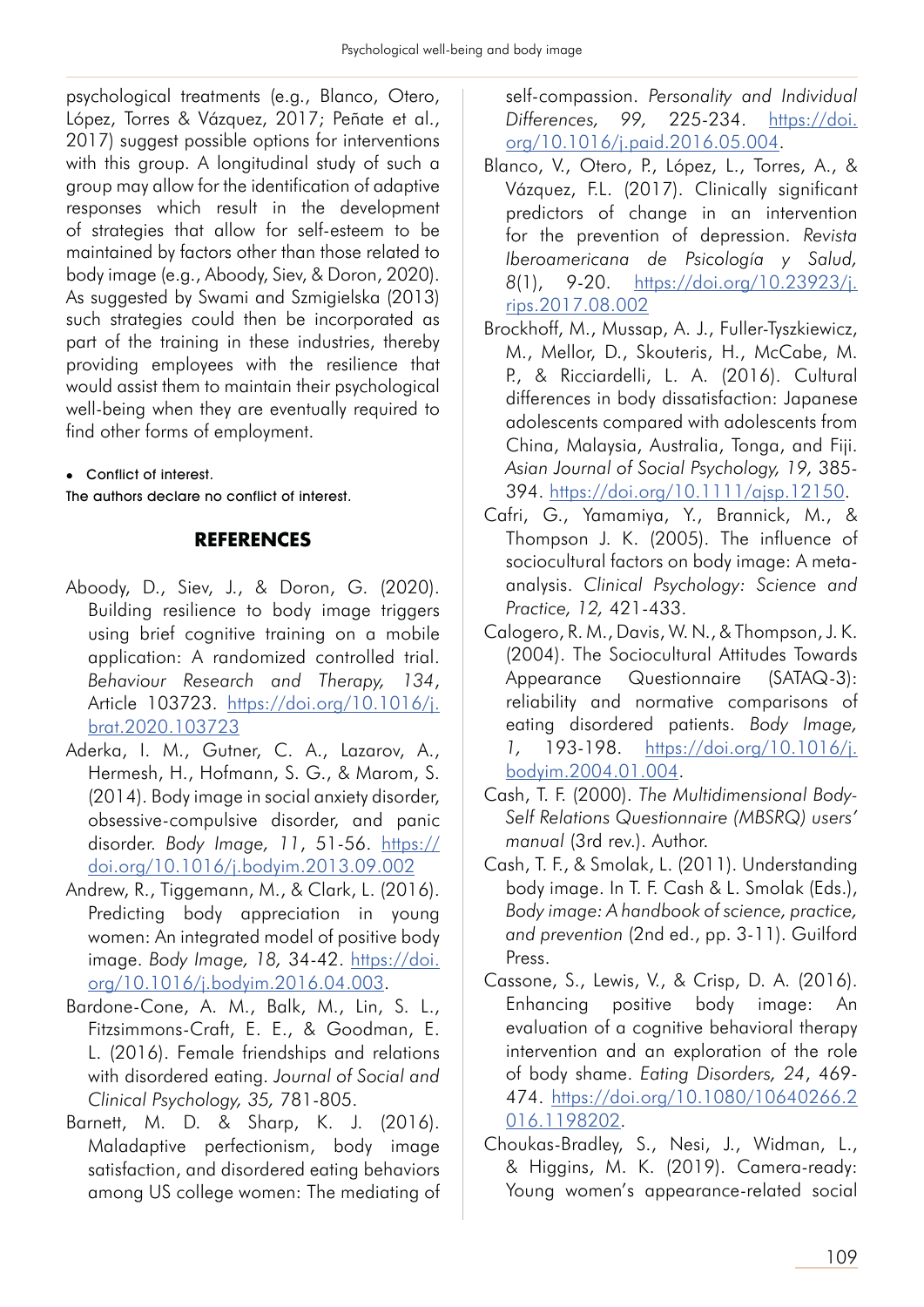psychological treatments (e.g., Blanco, Otero, López, Torres & Vázquez, 2017; Peñate et al., 2017) suggest possible options for interventions with this group. A longitudinal study of such a group may allow for the identification of adaptive responses which result in the development of strategies that allow for self-esteem to be maintained by factors other than those related to body image (e.g., Aboody, Siev, & Doron, 2020). As suggested by Swami and Szmigielska (2013) such strategies could then be incorporated as part of the training in these industries, thereby providing employees with the resilience that would assist them to maintain their psychological well-being when they are eventually required to find other forms of employment.

- Conflict of interest.

The authors declare no conflict of interest.

## REFERENCES

Aboody, D., Siev, J., & Doron, G. (2020). Building resilience to body image triggers using brief cognitive training on a mobile application: A randomized controlled trial. *Behaviour Research and Therapy, 134*, Article 103723. https://doi.org/10.1016/j.brat.2020.103723

Aderka, I. M., Gutner, C. A., Lazarov, A., Hermesh, H., Hofmann, S. G., & Marom, S. (2014). Body image in social anxiety disorder, obsessive-compulsive disorder, and panic disorder. *Body Image, 11*, 51-56. https://doi.org/10.1016/j.bodyim.2013.09.002

Andrew, R., Tiggemann, M., & Clark, L. (2016). Predicting body appreciation in young women: An integrated model of positive body image. *Body Image, 18,* 34-42. https://doi.org/10.1016/j.bodyim.2016.04.003.

Bardone-Cone, A. M., Balk, M., Lin, S. L., Fitzsimmons-Craft, E. E., & Goodman, E. L. (2016). Female friendships and relations with disordered eating. *Journal of Social and Clinical Psychology, 35,* 781-805.

Barnett, M. D. & Sharp, K. J. (2016). Maladaptive perfectionism, body image satisfaction, and disordered eating behaviors among US college women: The mediating of self-compassion. *Personality and Individual Differences, 99,* 225-234. https://doi.org/10.1016/j.paid.2016.05.004.

Blanco, V., Otero, P., López, L., Torres, A., & Vázquez, F.L. (2017). Clinically significant predictors of change in an intervention for the prevention of depression. *Revista Iberoamericana de Psicología y Salud, 8*(1), 9-20. https://doi.org/10.23923/j.rips.2017.08.002

Brockhoff, M., Mussap, A. J., Fuller-Tyszkiewicz, M., Mellor, D., Skouteris, H., McCabe, M. P., & Ricciardelli, L. A. (2016). Cultural differences in body dissatisfaction: Japanese adolescents compared with adolescents from China, Malaysia, Australia, Tonga, and Fiji. *Asian Journal of Social Psychology, 19,* 385-394. https://doi.org/10.1111/ajsp.12150.

Cafri, G., Yamamiya, Y., Brannick, M., & Thompson J. K. (2005). The influence of sociocultural factors on body image: A meta-analysis. *Clinical Psychology: Science and Practice, 12,* 421-433.

Calogero, R. M., Davis, W. N., & Thompson, J. K. (2004). The Sociocultural Attitudes Towards Appearance Questionnaire (SATAQ-3): reliability and normative comparisons of eating disordered patients. *Body Image, 1,* 193-198. https://doi.org/10.1016/j.bodyim.2004.01.004.

Cash, T. F. (2000). *The Multidimensional Body-Self Relations Questionnaire (MBSRQ) users' manual* (3rd rev.). Author.

Cash, T. F., & Smolak, L. (2011). Understanding body image. In T. F. Cash & L. Smolak (Eds.), *Body image: A handbook of science, practice, and prevention* (2nd ed., pp. 3-11). Guilford Press.

Cassone, S., Lewis, V., & Crisp, D. A. (2016). Enhancing positive body image: An evaluation of a cognitive behavioral therapy intervention and an exploration of the role of body shame. *Eating Disorders, 24*, 469-474. https://doi.org/10.1080/10640266.2016.1198202.

Choukas-Bradley, S., Nesi, J., Widman, L., & Higgins, M. K. (2019). Camera-ready: Young women's appearance-related social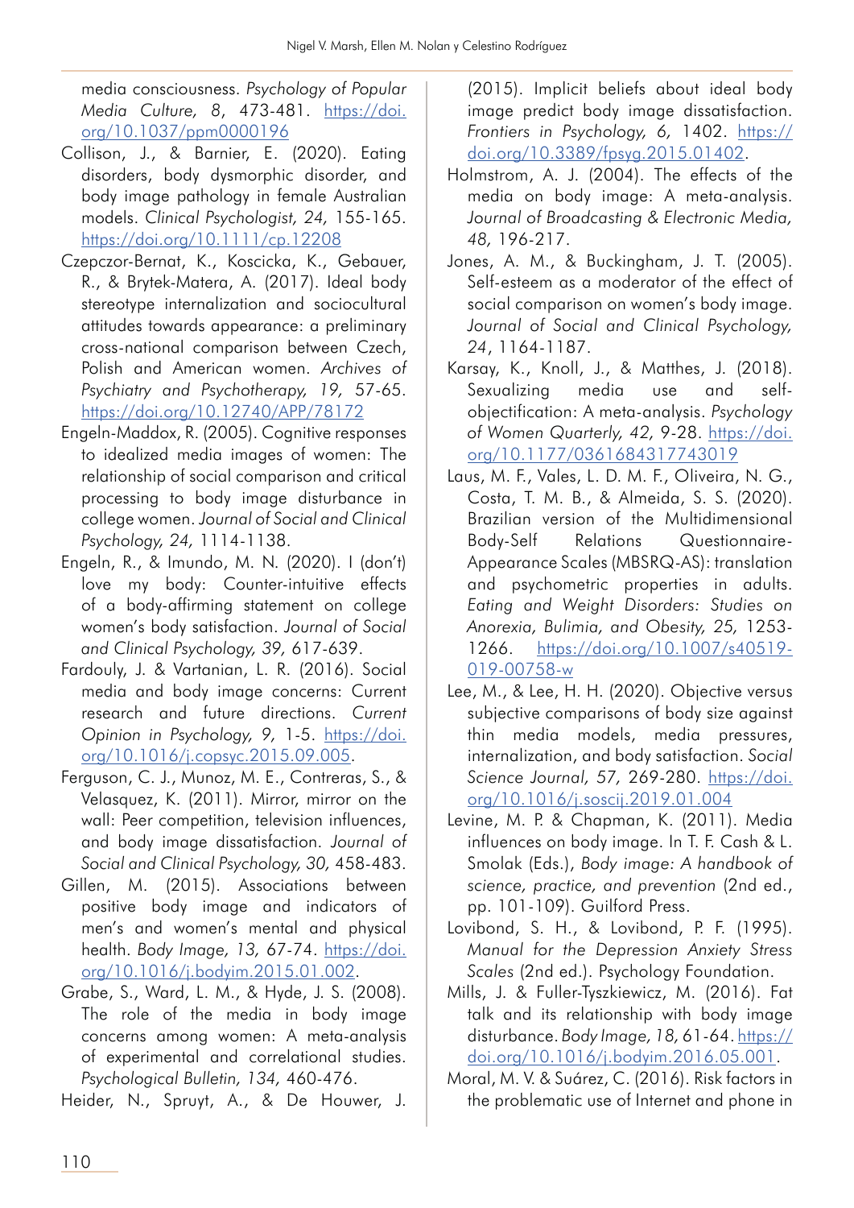media consciousness. *Psychology of Popular Media Culture, 8*, 473-481. https://doi.org/10.1037/ppm0000196

Collison, J., & Barnier, E. (2020). Eating disorders, body dysmorphic disorder, and body image pathology in female Australian models. *Clinical Psychologist, 24*, 155-165. https://doi.org/10.1111/cp.12208

Czepczor-Bernat, K., Koscicka, K., Gebauer, R., & Brytek-Matera, A. (2017). Ideal body stereotype internalization and sociocultural attitudes towards appearance: a preliminary cross-national comparison between Czech, Polish and American women. *Archives of Psychiatry and Psychotherapy, 19*, 57-65. https://doi.org/10.12740/APP/78172

Engeln-Maddox, R. (2005). Cognitive responses to idealized media images of women: The relationship of social comparison and critical processing to body image disturbance in college women. *Journal of Social and Clinical Psychology, 24*, 1114-1138.

Engeln, R., & Imundo, M. N. (2020). I (don't) love my body: Counter-intuitive effects of a body-affirming statement on college women's body satisfaction. *Journal of Social and Clinical Psychology, 39*, 617-639.

Fardouly, J. & Vartanian, L. R. (2016). Social media and body image concerns: Current research and future directions. *Current Opinion in Psychology, 9*, 1-5. https://doi.org/10.1016/j.copsyc.2015.09.005.

Ferguson, C. J., Munoz, M. E., Contreras, S., & Velasquez, K. (2011). Mirror, mirror on the wall: Peer competition, television influences, and body image dissatisfaction. *Journal of Social and Clinical Psychology, 30*, 458-483.

Gillen, M. (2015). Associations between positive body image and indicators of men's and women's mental and physical health. *Body Image, 13*, 67-74. https://doi.org/10.1016/j.bodyim.2015.01.002.

Grabe, S., Ward, L. M., & Hyde, J. S. (2008). The role of the media in body image concerns among women: A meta-analysis of experimental and correlational studies. *Psychological Bulletin, 134*, 460-476.

Heider, N., Spruyt, A., & De Houwer, J. (2015). Implicit beliefs about ideal body image predict body image dissatisfaction. *Frontiers in Psychology, 6*, 1402. https://doi.org/10.3389/fpsyg.2015.01402.

Holmstrom, A. J. (2004). The effects of the media on body image: A meta-analysis. *Journal of Broadcasting & Electronic Media, 48*, 196-217.

Jones, A. M., & Buckingham, J. T. (2005). Self-esteem as a moderator of the effect of social comparison on women's body image. *Journal of Social and Clinical Psychology, 24*, 1164-1187.

Karsay, K., Knoll, J., & Matthes, J. (2018). Sexualizing media use and self-objectification: A meta-analysis. *Psychology of Women Quarterly, 42*, 9-28. https://doi.org/10.1177/0361684317743019

Laus, M. F., Vales, L. D. M. F., Oliveira, N. G., Costa, T. M. B., & Almeida, S. S. (2020). Brazilian version of the Multidimensional Body-Self Relations Questionnaire-Appearance Scales (MBSRQ-AS): translation and psychometric properties in adults. *Eating and Weight Disorders: Studies on Anorexia, Bulimia, and Obesity, 25*, 1253-1266. https://doi.org/10.1007/s40519-019-00758-w

Lee, M., & Lee, H. H. (2020). Objective versus subjective comparisons of body size against thin media models, media pressures, internalization, and body satisfaction. *Social Science Journal, 57*, 269-280. https://doi.org/10.1016/j.soscij.2019.01.004

Levine, M. P. & Chapman, K. (2011). Media influences on body image. In T. F. Cash & L. Smolak (Eds.), *Body image: A handbook of science, practice, and prevention* (2nd ed., pp. 101-109). Guilford Press.

Lovibond, S. H., & Lovibond, P. F. (1995). *Manual for the Depression Anxiety Stress Scales* (2nd ed.). Psychology Foundation.

Mills, J. & Fuller-Tyszkiewicz, M. (2016). Fat talk and its relationship with body image disturbance. *Body Image, 18*, 61-64. https://doi.org/10.1016/j.bodyim.2016.05.001.

Moral, M. V. & Suárez, C. (2016). Risk factors in the problematic use of Internet and phone in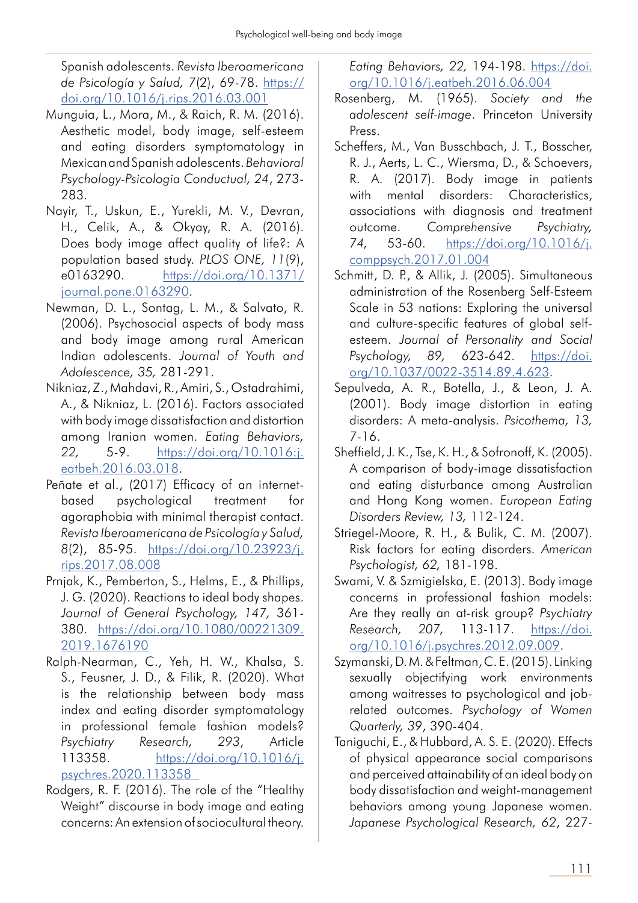Spanish adolescents. *Revista Iberoamericana de Psicología y Salud, 7*(2), 69-78. https://doi.org/10.1016/j.rips.2016.03.001

Munguia, L., Mora, M., & Raich, R. M. (2016). Aesthetic model, body image, self-esteem and eating disorders symptomatology in Mexican and Spanish adolescents. *Behavioral Psychology-Psicologia Conductual, 24*, 273-283.

Nayir, T., Uskun, E., Yurekli, M. V., Devran, H., Celik, A., & Okyay, R. A. (2016). Does body image affect quality of life?: A population based study. *PLOS ONE, 11*(9), e0163290. https://doi.org/10.1371/journal.pone.0163290.

Newman, D. L., Sontag, L. M., & Salvato, R. (2006). Psychosocial aspects of body mass and body image among rural American Indian adolescents. *Journal of Youth and Adolescence, 35,* 281-291.

Nikniaz, Z., Mahdavi, R., Amiri, S., Ostadrahimi, A., & Nikniaz, L. (2016). Factors associated with body image dissatisfaction and distortion among Iranian women. *Eating Behaviors, 22,* 5-9. https://doi.org/10.1016:j.eatbeh.2016.03.018.

Peñate et al., (2017) Efficacy of an internet-based psychological treatment for agoraphobia with minimal therapist contact. *Revista Iberoamericana de Psicología y Salud,* 8(2), 85-95. https://doi.org/10.23923/j.rips.2017.08.008

Prnjak, K., Pemberton, S., Helms, E., & Phillips, J. G. (2020). Reactions to ideal body shapes. *Journal of General Psychology, 147,* 361-380. https://doi.org/10.1080/00221309.2019.1676190

Ralph-Nearman, C., Yeh, H. W., Khalsa, S. S., Feusner, J. D., & Filik, R. (2020). What is the relationship between body mass index and eating disorder symptomatology in professional female fashion models? *Psychiatry Research, 293*, Article 113358. https://doi.org/10.1016/j.psychres.2020.113358

Rodgers, R. F. (2016). The role of the "Healthy Weight" discourse in body image and eating concerns: An extension of sociocultural theory. *Eating Behaviors, 22,* 194-198. https://doi.org/10.1016/j.eatbeh.2016.06.004

Rosenberg, M. (1965). *Society and the adolescent self-image*. Princeton University Press.

Scheffers, M., Van Busschbach, J. T., Bosscher, R. J., Aerts, L. C., Wiersma, D., & Schoevers, R. A. (2017). Body image in patients with mental disorders: Characteristics, associations with diagnosis and treatment outcome. *Comprehensive Psychiatry, 74,* 53-60. https://doi.org/10.1016/j.comppsych.2017.01.004

Schmitt, D. P., & Allik, J. (2005). Simultaneous administration of the Rosenberg Self-Esteem Scale in 53 nations: Exploring the universal and culture-specific features of global self-esteem. *Journal of Personality and Social Psychology, 89,* 623-642. https://doi.org/10.1037/0022-3514.89.4.623.

Sepulveda, A. R., Botella, J., & Leon, J. A. (2001). Body image distortion in eating disorders: A meta-analysis. *Psicothema, 13,* 7-16.

Sheffield, J. K., Tse, K. H., & Sofronoff, K. (2005). A comparison of body-image dissatisfaction and eating disturbance among Australian and Hong Kong women. *European Eating Disorders Review, 13,* 112-124.

Striegel-Moore, R. H., & Bulik, C. M. (2007). Risk factors for eating disorders. *American Psychologist, 62,* 181-198.

Swami, V. & Szmigielska, E. (2013). Body image concerns in professional fashion models: Are they really an at-risk group? *Psychiatry Research, 207,* 113-117. https://doi.org/10.1016/j.psychres.2012.09.009.

Szymanski, D. M. & Feltman, C. E. (2015). Linking sexually objectifying work environments among waitresses to psychological and job-related outcomes. *Psychology of Women Quarterly, 39*, 390-404.

Taniguchi, E., & Hubbard, A. S. E. (2020). Effects of physical appearance social comparisons and perceived attainability of an ideal body on body dissatisfaction and weight-management behaviors among young Japanese women. *Japanese Psychological Research, 62*, 227-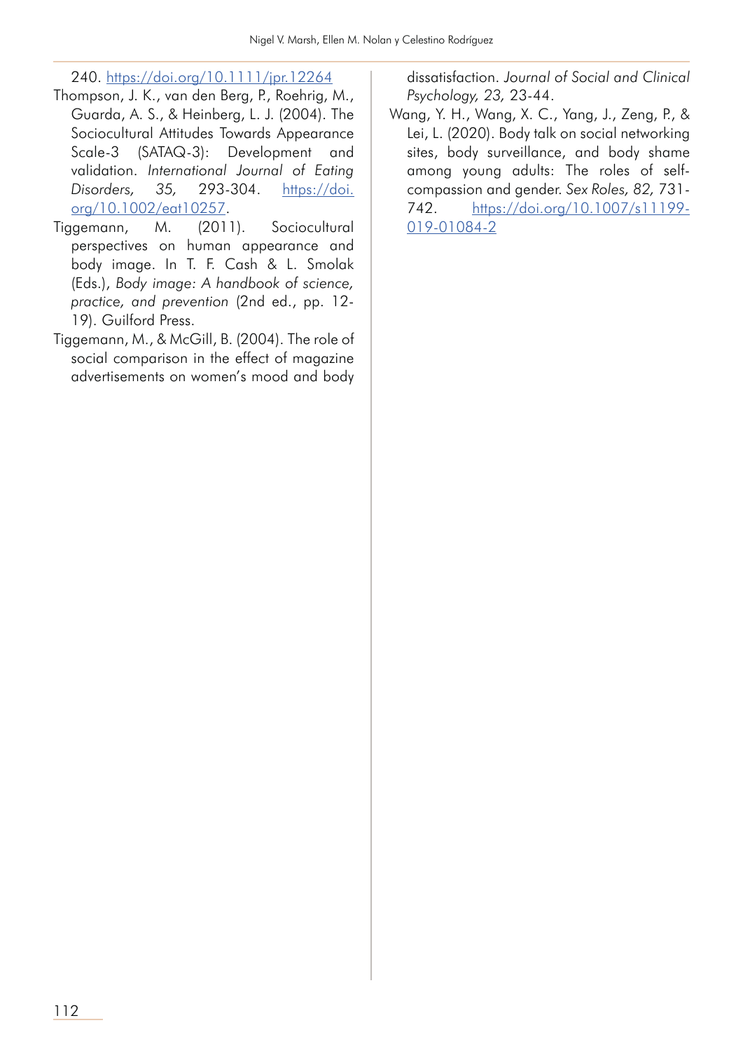240. https://doi.org/10.1111/jpr.12264

Thompson, J. K., van den Berg, P., Roehrig, M., Guarda, A. S., & Heinberg, L. J. (2004). The Sociocultural Attitudes Towards Appearance Scale-3 (SATAQ-3): Development and validation. *International Journal of Eating Disorders, 35,* 293-304. https://doi.org/10.1002/eat10257.

Tiggemann, M. (2011). Sociocultural perspectives on human appearance and body image. In T. F. Cash & L. Smolak (Eds.), *Body image: A handbook of science, practice, and prevention* (2nd ed., pp. 12-19). Guilford Press.

Tiggemann, M., & McGill, B. (2004). The role of social comparison in the effect of magazine advertisements on women's mood and body dissatisfaction. *Journal of Social and Clinical Psychology, 23,* 23-44.

Wang, Y. H., Wang, X. C., Yang, J., Zeng, P., & Lei, L. (2020). Body talk on social networking sites, body surveillance, and body shame among young adults: The roles of self-compassion and gender. *Sex Roles, 82,* 731-742. https://doi.org/10.1007/s11199-019-01084-2